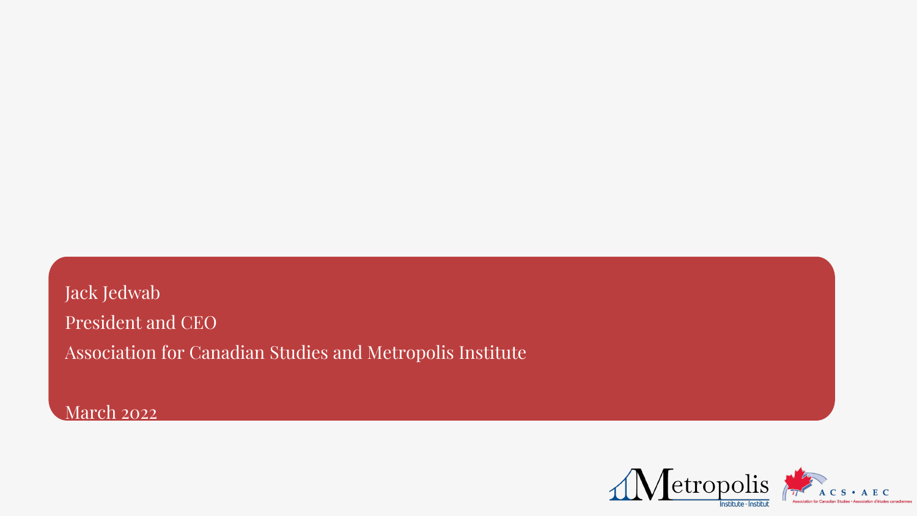Jack Jedwab

President and CEO

Association for Canadian Studies and Metropolis Institute

March 2022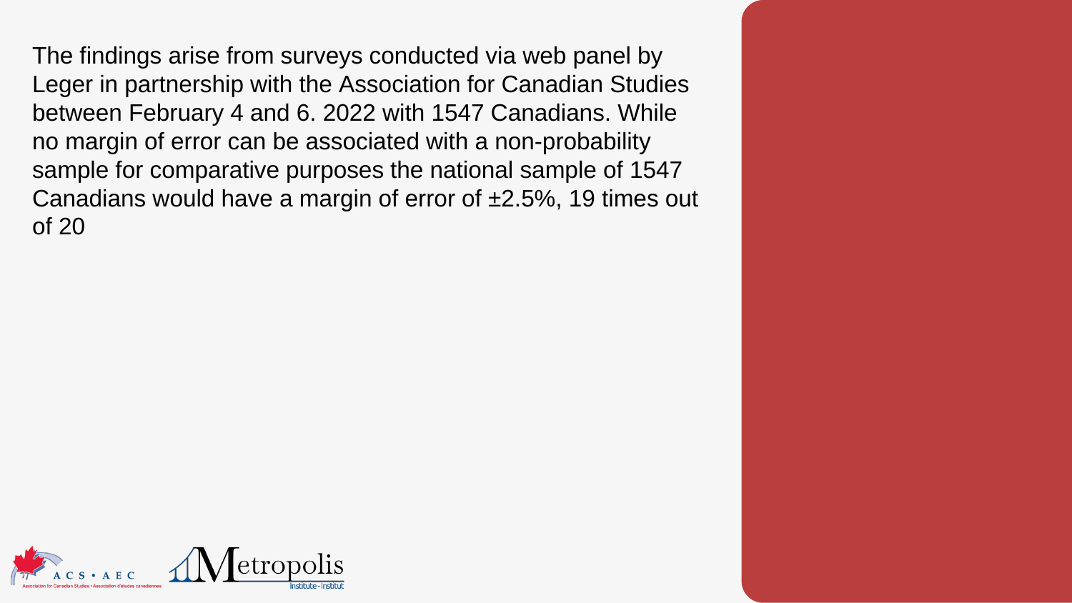The findings arise from surveys conducted via web panel by Leger in partnership with the Association for Canadian Studies between February 4 and 6. 2022 with 1547 Canadians. While no margin of error can be associated with a non-probability sample for comparative purposes the national sample of 1547 Canadians would have a margin of error of ±2.5%, 19 times out of 20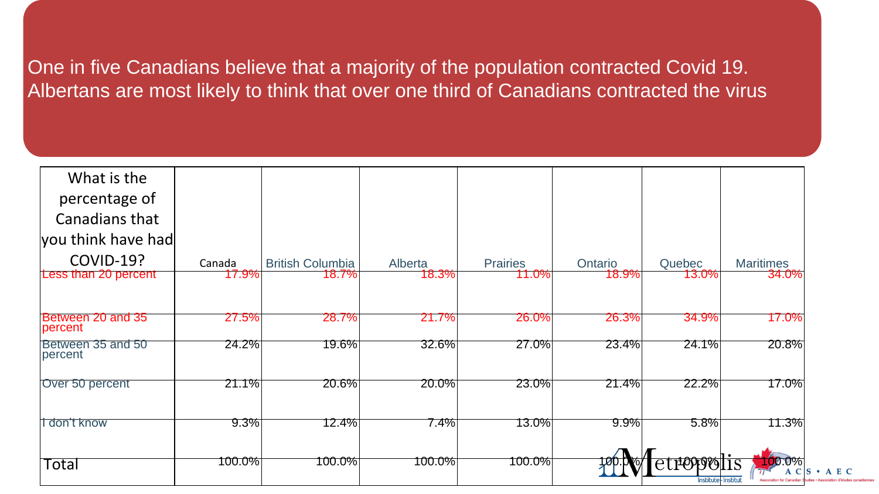One in five Canadians believe that a majority of the population contracted Covid 19. Albertans are most likely to think that over one third of Canadians contracted the virus

| What is the percentage of Canadians that you think have had COVID-19? | Canada | British Columbia | Alberta | Prairies | Ontario | Quebec | Maritimes |
|---|---|---|---|---|---|---|---|
| Less than 20 percent | 17.9% | 18.7% | 18.3% | 11.0% | 18.9% | 13.0% | 34.0% |
| Between 20 and 35 percent | 27.5% | 28.7% | 21.7% | 26.0% | 26.3% | 34.9% | 17.0% |
| Between 35 and 50 percent | 24.2% | 19.6% | 32.6% | 27.0% | 23.4% | 24.1% | 20.8% |
| Over 50 percent | 21.1% | 20.6% | 20.0% | 23.0% | 21.4% | 22.2% | 17.0% |
| I don't know | 9.3% | 12.4% | 7.4% | 13.0% | 9.9% | 5.8% | 11.3% |
| Total | 100.0% | 100.0% | 100.0% | 100.0% | 100.0% | 100.0% | 100.0% |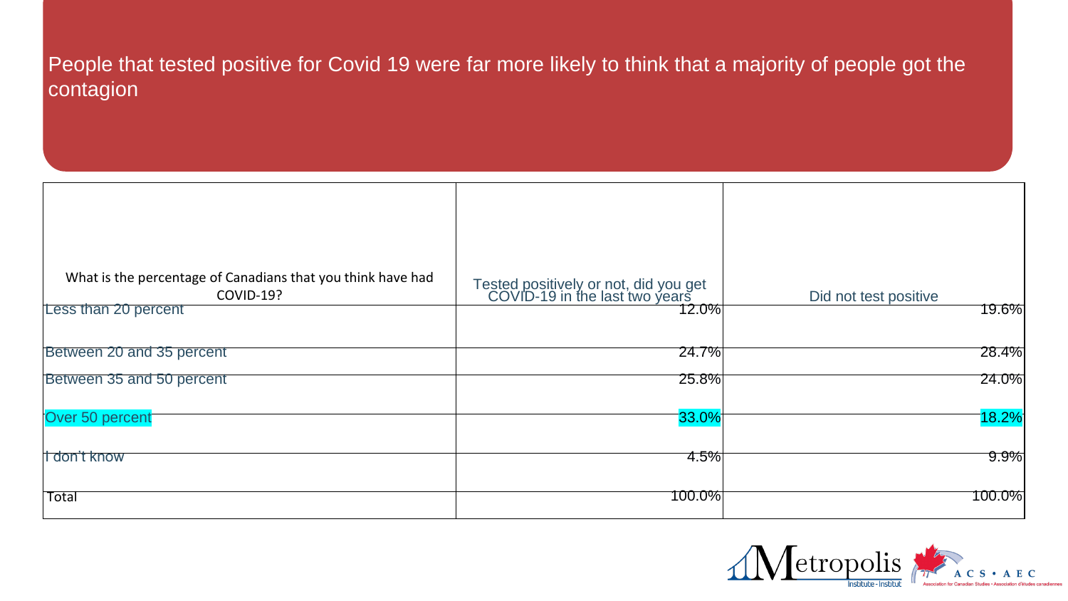## People that tested positive for Covid 19 were far more likely to think that a majority of people got the contagion

| What is the percentage of Canadians that you think have had COVID-19? | Tested positively or not, did you get COVID-19 in the last two years | Did not test positive |
|---|---|---|
| Less than 20 percent | 12.0% | 19.6% |
| Between 20 and 35 percent | 24.7% | 28.4% |
| Between 35 and 50 percent | 25.8% | 24.0% |
| Over 50 percent | 33.0% | 18.2% |
| I don't know | 4.5% | 9.9% |
| Total | 100.0% | 100.0% |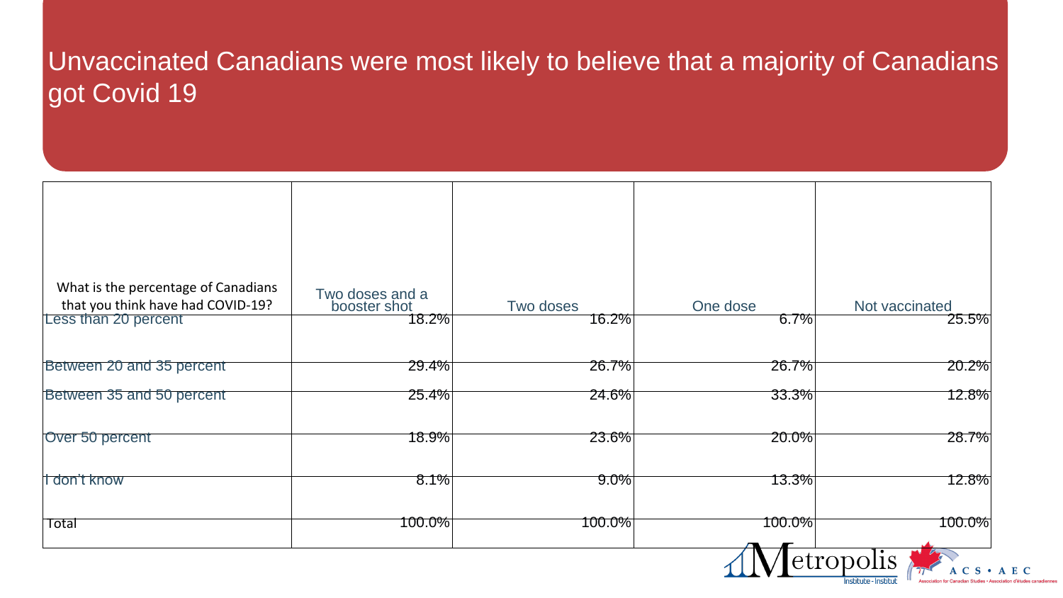# Unvaccinated Canadians were most likely to believe that a majority of Canadians got Covid 19

| What is the percentage of Canadians that you think have had COVID-19? | Two doses and a booster shot | Two doses | One dose | Not vaccinated |
|---|---|---|---|---|
| Less than 20 percent | 18.2% | 16.2% | 6.7% | 25.5% |
| Between 20 and 35 percent | 29.4% | 26.7% | 26.7% | 20.2% |
| Between 35 and 50 percent | 25.4% | 24.6% | 33.3% | 12.8% |
| Over 50 percent | 18.9% | 23.6% | 20.0% | 28.7% |
| I don't know | 8.1% | 9.0% | 13.3% | 12.8% |
| Total | 100.0% | 100.0% | 100.0% | 100.0% |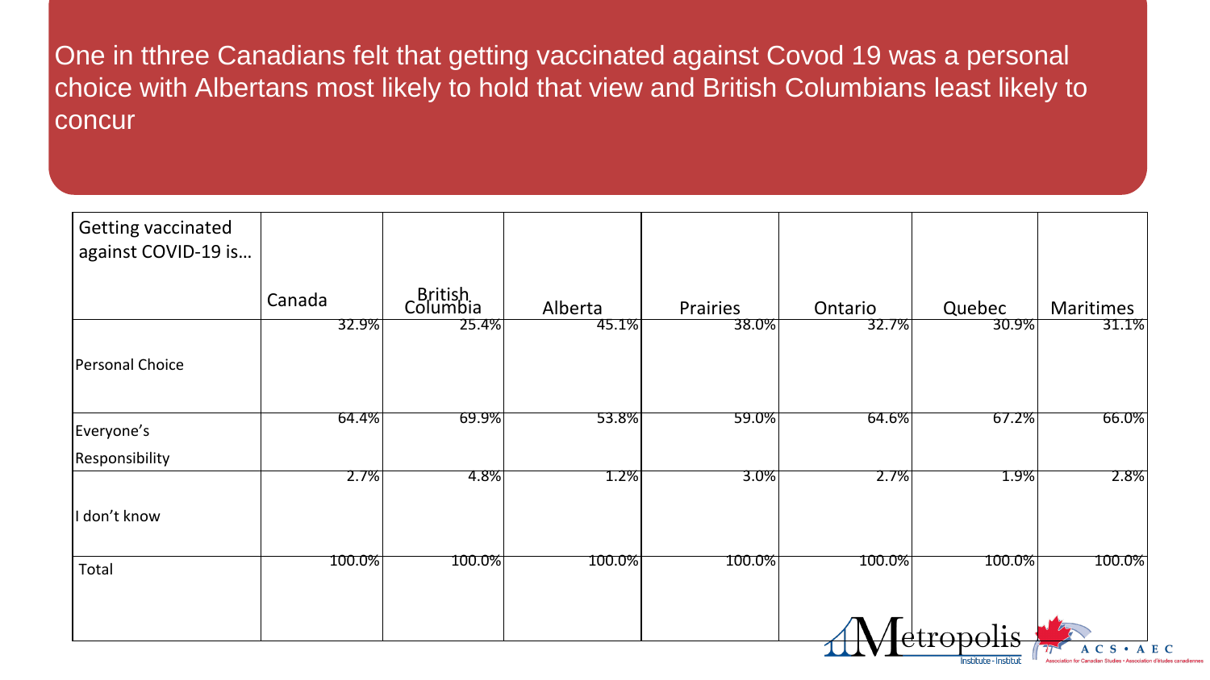# One in tthree Canadians felt that getting vaccinated against Covod 19 was a personal choice with Albertans most likely to hold that view and British Columbians least likely to concur

| Getting vaccinated against COVID-19 is… | Canada | British Columbia | Alberta | Prairies | Ontario | Quebec | Maritimes |
|---|---|---|---|---|---|---|---|
| Personal Choice | 32.9% | 25.4% | 45.1% | 38.0% | 32.7% | 30.9% | 31.1% |
| Everyone's Responsibility | 64.4% | 69.9% | 53.8% | 59.0% | 64.6% | 67.2% | 66.0% |
| I don't know | 2.7% | 4.8% | 1.2% | 3.0% | 2.7% | 1.9% | 2.8% |
| Total | 100.0% | 100.0% | 100.0% | 100.0% | 100.0% | 100.0% | 100.0% |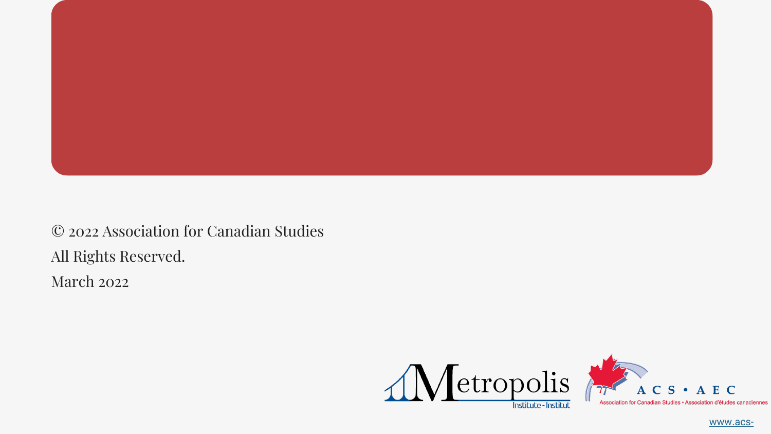© 2022 Association for Canadian Studies

All Rights Reserved.

March 2022

Metropolis Institute - Institut

ACS • AEC

Association for Canadian Studies • Association d'études canadiennes

www.acs-